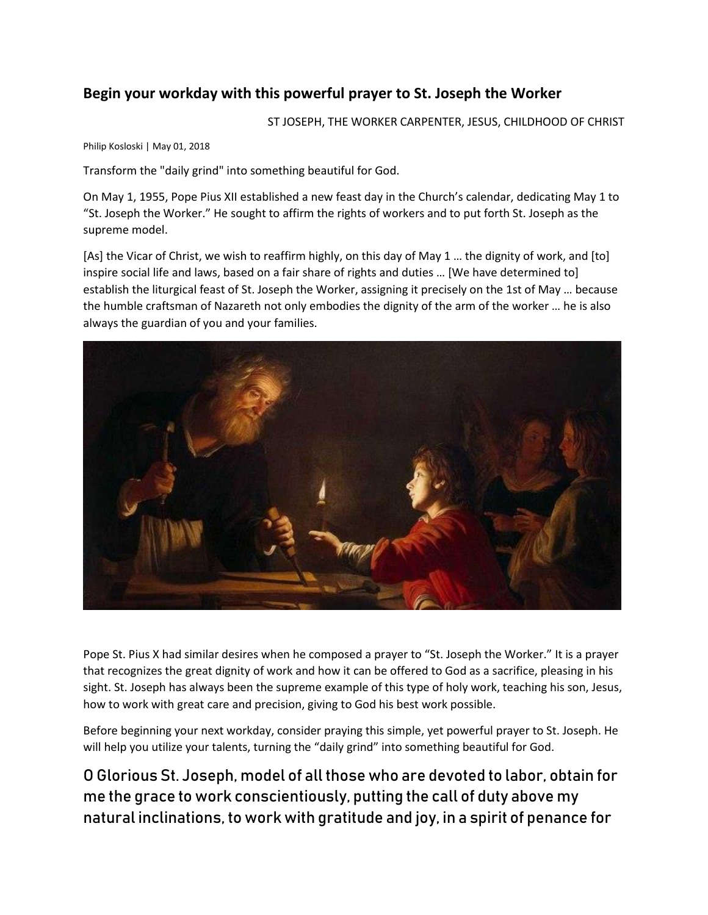## Begin your workday with this powerful prayer to St. Joseph the Worker

ST JOSEPH, THE WORKER CARPENTER, JESUS, CHILDHOOD OF CHRIST

Philip Kosloski | May 01, 2018

Transform the "daily grind" into something beautiful for God.

On May 1, 1955, Pope Pius XII established a new feast day in the Church's calendar, dedicating May 1 to "St. Joseph the Worker." He sought to affirm the rights of workers and to put forth St. Joseph as the supreme model.

[As] the Vicar of Christ, we wish to reaffirm highly, on this day of May 1 … the dignity of work, and [to] inspire social life and laws, based on a fair share of rights and duties … [We have determined to] establish the liturgical feast of St. Joseph the Worker, assigning it precisely on the 1st of May … because the humble craftsman of Nazareth not only embodies the dignity of the arm of the worker … he is also always the guardian of you and your families.

Pope St. Pius X had similar desires when he composed a prayer to "St. Joseph the Worker." It is a prayer that recognizes the great dignity of work and how it can be offered to God as a sacrifice, pleasing in his sight. St. Joseph has always been the supreme example of this type of holy work, teaching his son, Jesus, how to work with great care and precision, giving to God his best work possible.

Before beginning your next workday, consider praying this simple, yet powerful prayer to St. Joseph. He will help you utilize your talents, turning the "daily grind" into something beautiful for God.

### O Glorious St. Joseph, model of all those who are devoted to labor, obtain for me the grace to work conscientiously, putting the call of duty above my natural inclinations, to work with gratitude and joy, in a spirit of penance for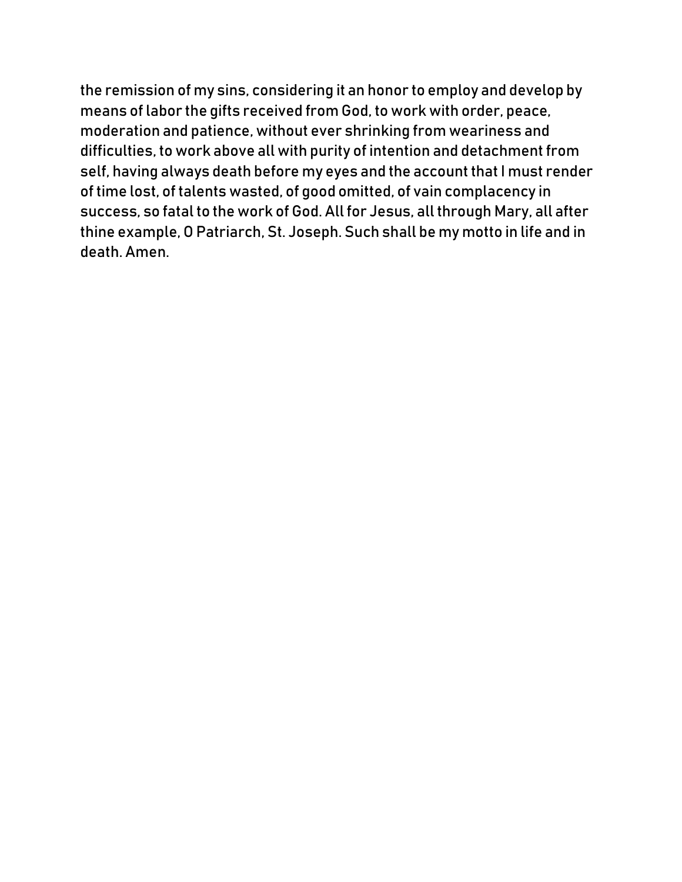the remission of my sins, considering it an honor to employ and develop by means of labor the gifts received from God, to work with order, peace, moderation and patience, without ever shrinking from weariness and difficulties, to work above all with purity of intention and detachment from self, having always death before my eyes and the account that I must render of time lost, of talents wasted, of good omitted, of vain complacency in success, so fatal to the work of God. All for Jesus, all through Mary, all after thine example, O Patriarch, St. Joseph. Such shall be my motto in life and in death. Amen.